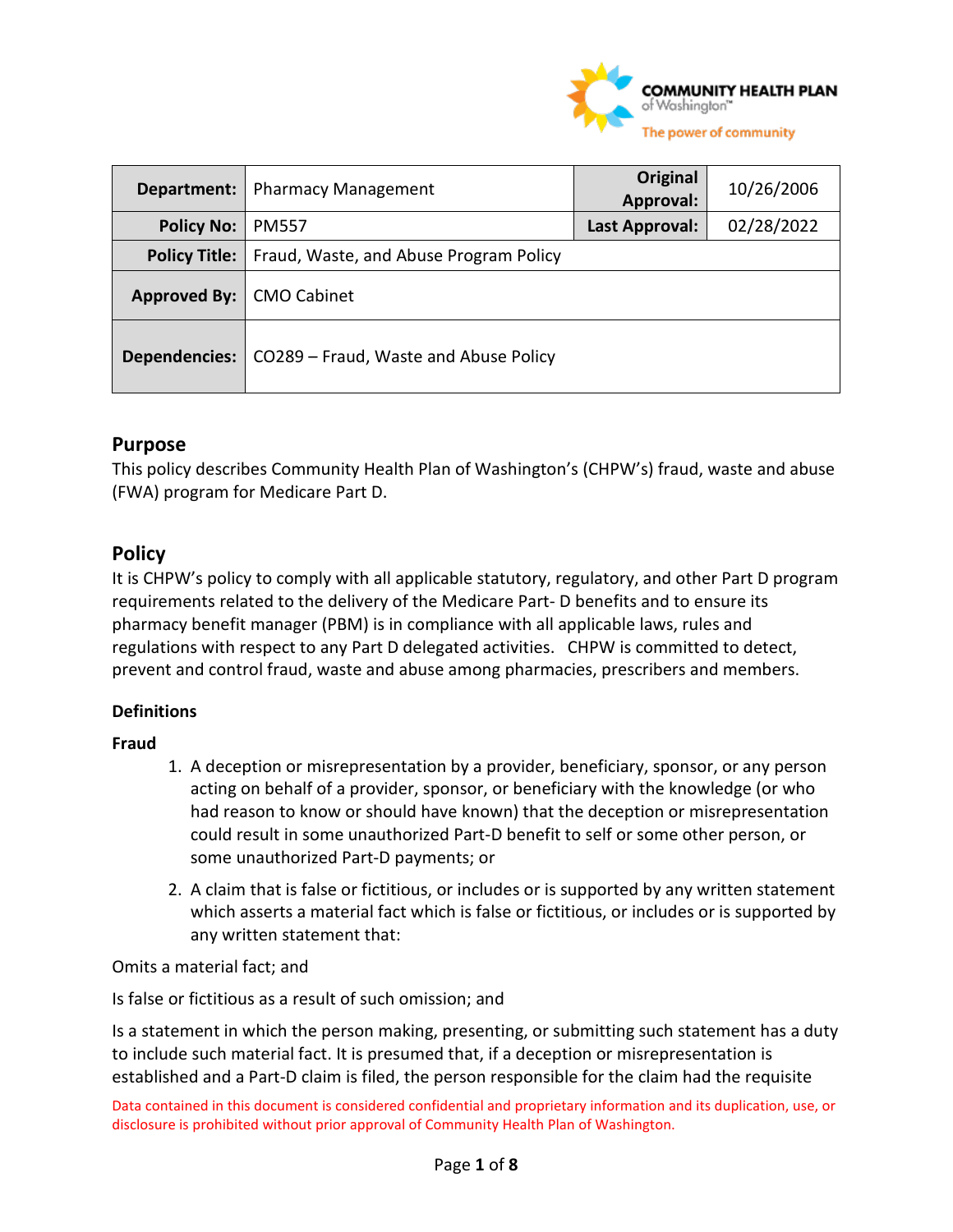| Department: | Pharmacy Management | Original Approval: | 10/26/2006 |
|---|---|---|---|
| Policy No: | PM557 | Last Approval: | 02/28/2022 |
| Policy Title: | Fraud, Waste, and Abuse Program Policy | | |
| Approved By: | CMO Cabinet | | |
| Dependencies: | CO289 – Fraud, Waste and Abuse Policy | | |

## Purpose

This policy describes Community Health Plan of Washington's (CHPW's) fraud, waste and abuse (FWA) program for Medicare Part D.

## Policy

It is CHPW's policy to comply with all applicable statutory, regulatory, and other Part D program requirements related to the delivery of the Medicare Part- D benefits and to ensure its pharmacy benefit manager (PBM) is in compliance with all applicable laws, rules and regulations with respect to any Part D delegated activities. CHPW is committed to detect, prevent and control fraud, waste and abuse among pharmacies, prescribers and members.

### Definitions

**Fraud**

1. A deception or misrepresentation by a provider, beneficiary, sponsor, or any person acting on behalf of a provider, sponsor, or beneficiary with the knowledge (or who had reason to know or should have known) that the deception or misrepresentation could result in some unauthorized Part-D benefit to self or some other person, or some unauthorized Part-D payments; or
2. A claim that is false or fictitious, or includes or is supported by any written statement which asserts a material fact which is false or fictitious, or includes or is supported by any written statement that:

Omits a material fact; and

Is false or fictitious as a result of such omission; and

Is a statement in which the person making, presenting, or submitting such statement has a duty to include such material fact. It is presumed that, if a deception or misrepresentation is established and a Part-D claim is filed, the person responsible for the claim had the requisite

Data contained in this document is considered confidential and proprietary information and its duplication, use, or disclosure is prohibited without prior approval of Community Health Plan of Washington.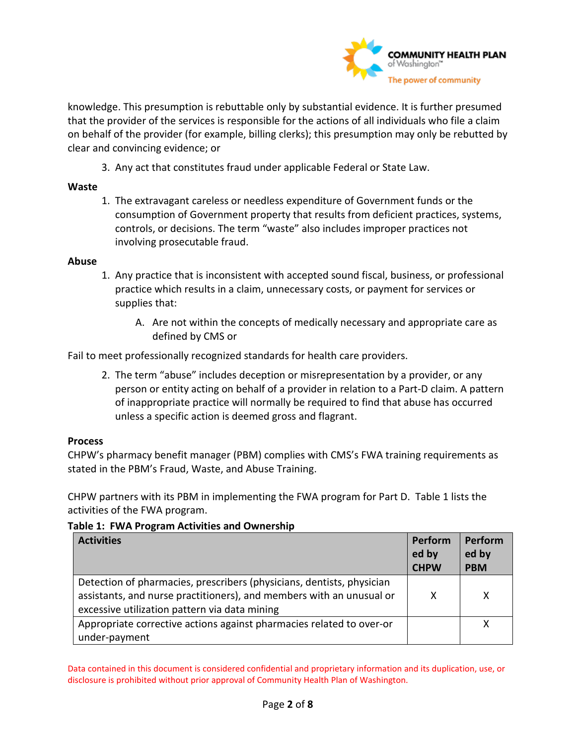knowledge. This presumption is rebuttable only by substantial evidence. It is further presumed that the provider of the services is responsible for the actions of all individuals who file a claim on behalf of the provider (for example, billing clerks); this presumption may only be rebutted by clear and convincing evidence; or

3. Any act that constitutes fraud under applicable Federal or State Law.

**Waste**

1. The extravagant careless or needless expenditure of Government funds or the consumption of Government property that results from deficient practices, systems, controls, or decisions. The term "waste" also includes improper practices not involving prosecutable fraud.

**Abuse**

1. Any practice that is inconsistent with accepted sound fiscal, business, or professional practice which results in a claim, unnecessary costs, or payment for services or supplies that:
   A. Are not within the concepts of medically necessary and appropriate care as defined by CMS or

Fail to meet professionally recognized standards for health care providers.

2. The term "abuse" includes deception or misrepresentation by a provider, or any person or entity acting on behalf of a provider in relation to a Part-D claim. A pattern of inappropriate practice will normally be required to find that abuse has occurred unless a specific action is deemed gross and flagrant.

**Process**

CHPW's pharmacy benefit manager (PBM) complies with CMS's FWA training requirements as stated in the PBM's Fraud, Waste, and Abuse Training.

CHPW partners with its PBM in implementing the FWA program for Part D. Table 1 lists the activities of the FWA program.

**Table 1: FWA Program Activities and Ownership**

| Activities | Performed by CHPW | Performed by PBM |
|---|---|---|
| Detection of pharmacies, prescribers (physicians, dentists, physician assistants, and nurse practitioners), and members with an unusual or excessive utilization pattern via data mining | X | X |
| Appropriate corrective actions against pharmacies related to over-or under-payment | | X |

Data contained in this document is considered confidential and proprietary information and its duplication, use, or disclosure is prohibited without prior approval of Community Health Plan of Washington.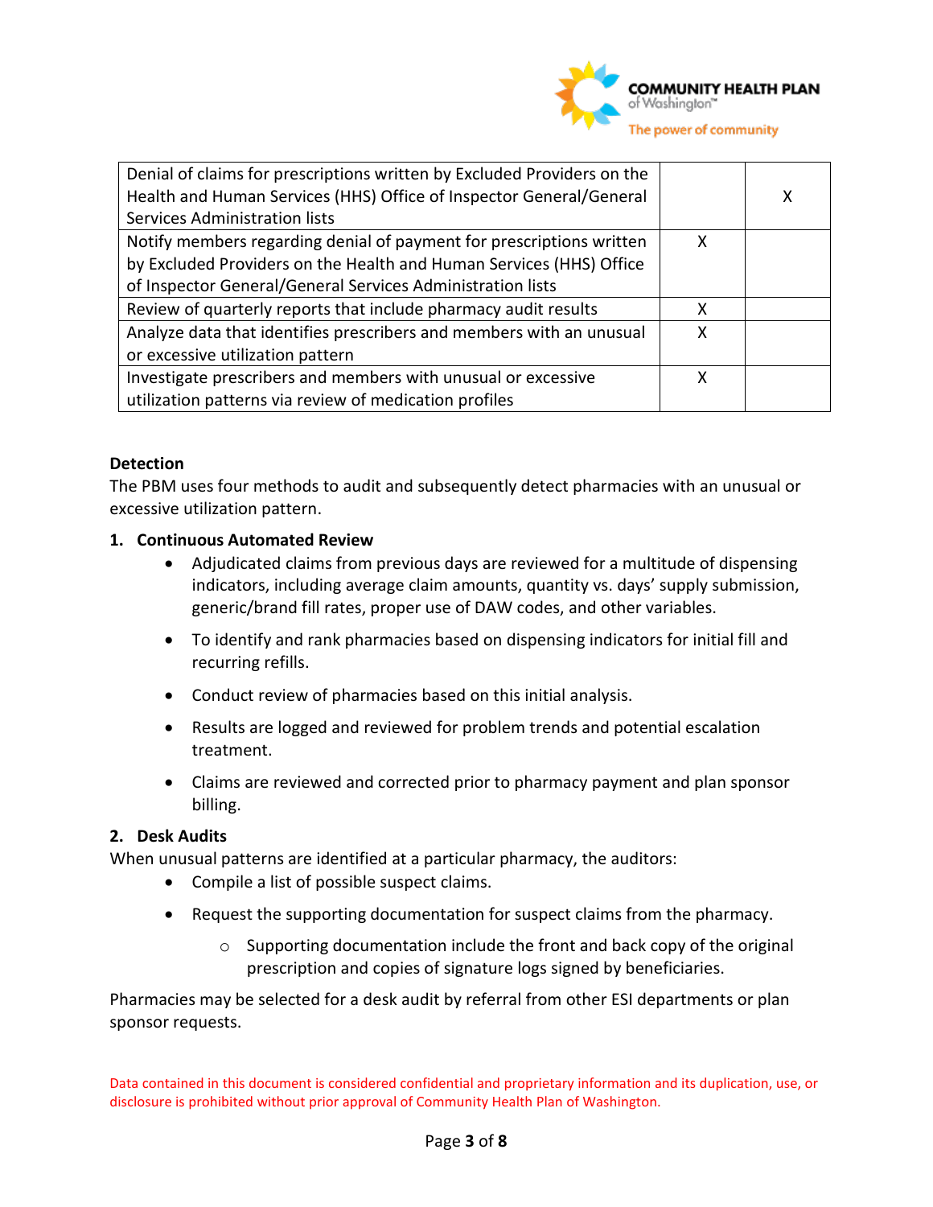| | | |
|---|---|---|
| Denial of claims for prescriptions written by Excluded Providers on the Health and Human Services (HHS) Office of Inspector General/General Services Administration lists | | X |
| Notify members regarding denial of payment for prescriptions written by Excluded Providers on the Health and Human Services (HHS) Office of Inspector General/General Services Administration lists | X | |
| Review of quarterly reports that include pharmacy audit results | X | |
| Analyze data that identifies prescribers and members with an unusual or excessive utilization pattern | X | |
| Investigate prescribers and members with unusual or excessive utilization patterns via review of medication profiles | X | |

**Detection**

The PBM uses four methods to audit and subsequently detect pharmacies with an unusual or excessive utilization pattern.

1. **Continuous Automated Review**
    - Adjudicated claims from previous days are reviewed for a multitude of dispensing indicators, including average claim amounts, quantity vs. days' supply submission, generic/brand fill rates, proper use of DAW codes, and other variables.
    - To identify and rank pharmacies based on dispensing indicators for initial fill and recurring refills.
    - Conduct review of pharmacies based on this initial analysis.
    - Results are logged and reviewed for problem trends and potential escalation treatment.
    - Claims are reviewed and corrected prior to pharmacy payment and plan sponsor billing.

2. **Desk Audits**

When unusual patterns are identified at a particular pharmacy, the auditors:

- Compile a list of possible suspect claims.
- Request the supporting documentation for suspect claims from the pharmacy.
    - Supporting documentation include the front and back copy of the original prescription and copies of signature logs signed by beneficiaries.

Pharmacies may be selected for a desk audit by referral from other ESI departments or plan sponsor requests.

Data contained in this document is considered confidential and proprietary information and its duplication, use, or disclosure is prohibited without prior approval of Community Health Plan of Washington.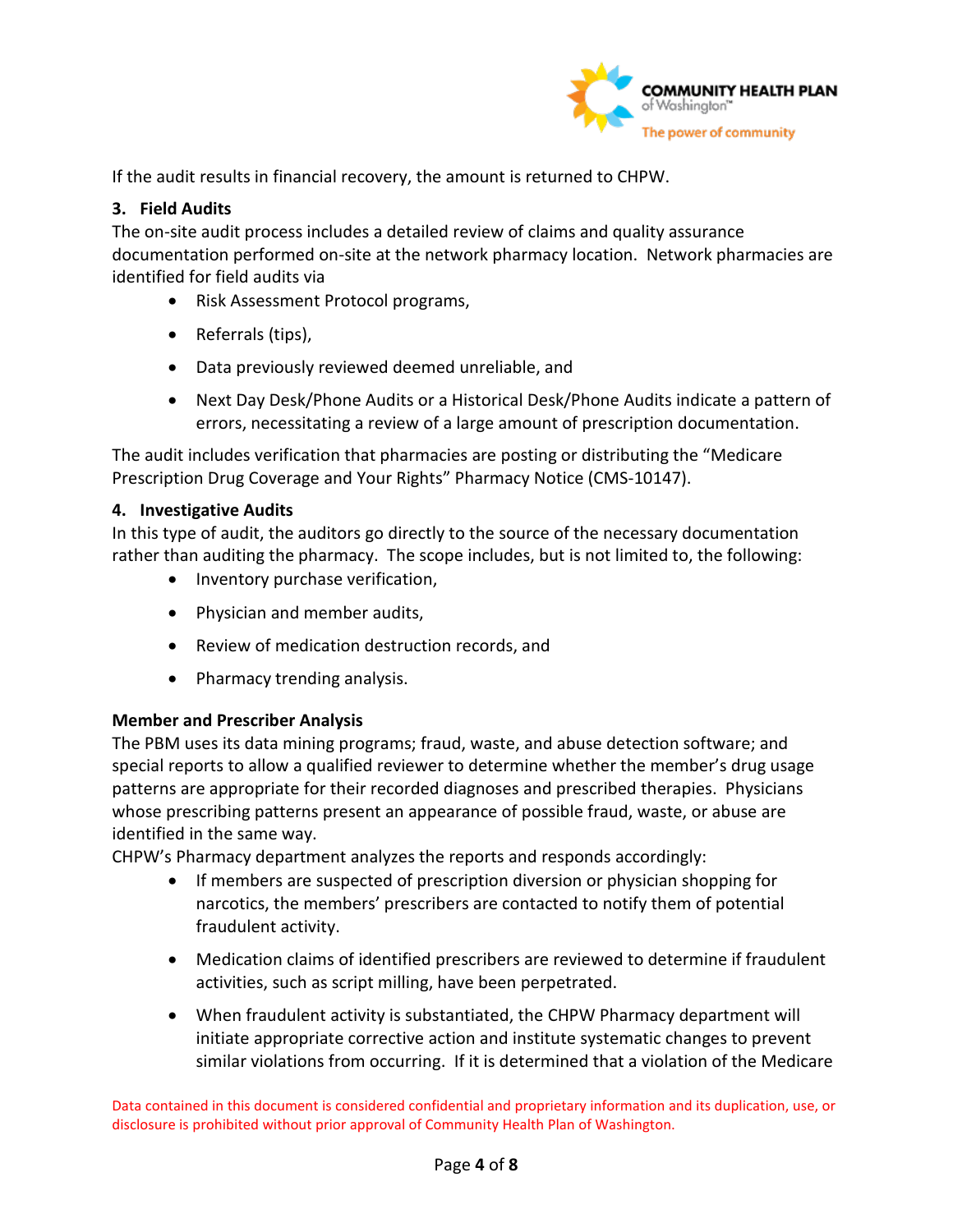If the audit results in financial recovery, the amount is returned to CHPW.

### 3. Field Audits

The on-site audit process includes a detailed review of claims and quality assurance documentation performed on-site at the network pharmacy location. Network pharmacies are identified for field audits via

- Risk Assessment Protocol programs,
- Referrals (tips),
- Data previously reviewed deemed unreliable, and
- Next Day Desk/Phone Audits or a Historical Desk/Phone Audits indicate a pattern of errors, necessitating a review of a large amount of prescription documentation.

The audit includes verification that pharmacies are posting or distributing the “Medicare Prescription Drug Coverage and Your Rights” Pharmacy Notice (CMS-10147).

### 4. Investigative Audits

In this type of audit, the auditors go directly to the source of the necessary documentation rather than auditing the pharmacy. The scope includes, but is not limited to, the following:

- Inventory purchase verification,
- Physician and member audits,
- Review of medication destruction records, and
- Pharmacy trending analysis.

**Member and Prescriber Analysis**

The PBM uses its data mining programs; fraud, waste, and abuse detection software; and special reports to allow a qualified reviewer to determine whether the member’s drug usage patterns are appropriate for their recorded diagnoses and prescribed therapies. Physicians whose prescribing patterns present an appearance of possible fraud, waste, or abuse are identified in the same way.

CHPW’s Pharmacy department analyzes the reports and responds accordingly:

- If members are suspected of prescription diversion or physician shopping for narcotics, the members’ prescribers are contacted to notify them of potential fraudulent activity.
- Medication claims of identified prescribers are reviewed to determine if fraudulent activities, such as script milling, have been perpetrated.
- When fraudulent activity is substantiated, the CHPW Pharmacy department will initiate appropriate corrective action and institute systematic changes to prevent similar violations from occurring. If it is determined that a violation of the Medicare

Data contained in this document is considered confidential and proprietary information and its duplication, use, or disclosure is prohibited without prior approval of Community Health Plan of Washington.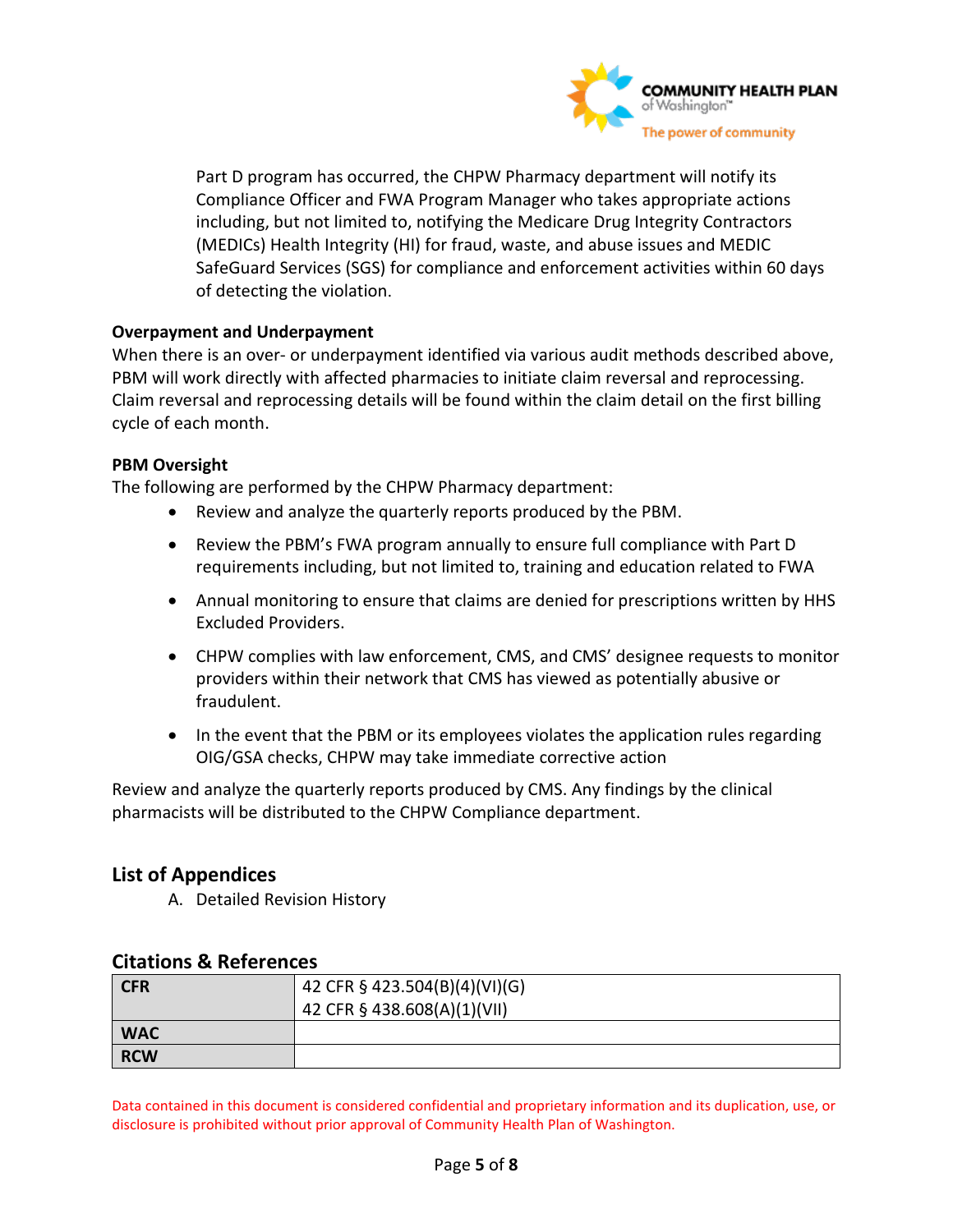Part D program has occurred, the CHPW Pharmacy department will notify its Compliance Officer and FWA Program Manager who takes appropriate actions including, but not limited to, notifying the Medicare Drug Integrity Contractors (MEDICs) Health Integrity (HI) for fraud, waste, and abuse issues and MEDIC SafeGuard Services (SGS) for compliance and enforcement activities within 60 days of detecting the violation.

**Overpayment and Underpayment**

When there is an over- or underpayment identified via various audit methods described above, PBM will work directly with affected pharmacies to initiate claim reversal and reprocessing. Claim reversal and reprocessing details will be found within the claim detail on the first billing cycle of each month.

**PBM Oversight**

The following are performed by the CHPW Pharmacy department:

- Review and analyze the quarterly reports produced by the PBM.
- Review the PBM's FWA program annually to ensure full compliance with Part D requirements including, but not limited to, training and education related to FWA
- Annual monitoring to ensure that claims are denied for prescriptions written by HHS Excluded Providers.
- CHPW complies with law enforcement, CMS, and CMS' designee requests to monitor providers within their network that CMS has viewed as potentially abusive or fraudulent.
- In the event that the PBM or its employees violates the application rules regarding OIG/GSA checks, CHPW may take immediate corrective action

Review and analyze the quarterly reports produced by CMS. Any findings by the clinical pharmacists will be distributed to the CHPW Compliance department.

## List of Appendices

A. Detailed Revision History

## Citations & References

| | |
|---|---|
| **CFR** | 42 CFR § 423.504(B)(4)(VI)(G)<br>42 CFR § 438.608(A)(1)(VII) |
| **WAC** | |
| **RCW** | |

Data contained in this document is considered confidential and proprietary information and its duplication, use, or disclosure is prohibited without prior approval of Community Health Plan of Washington.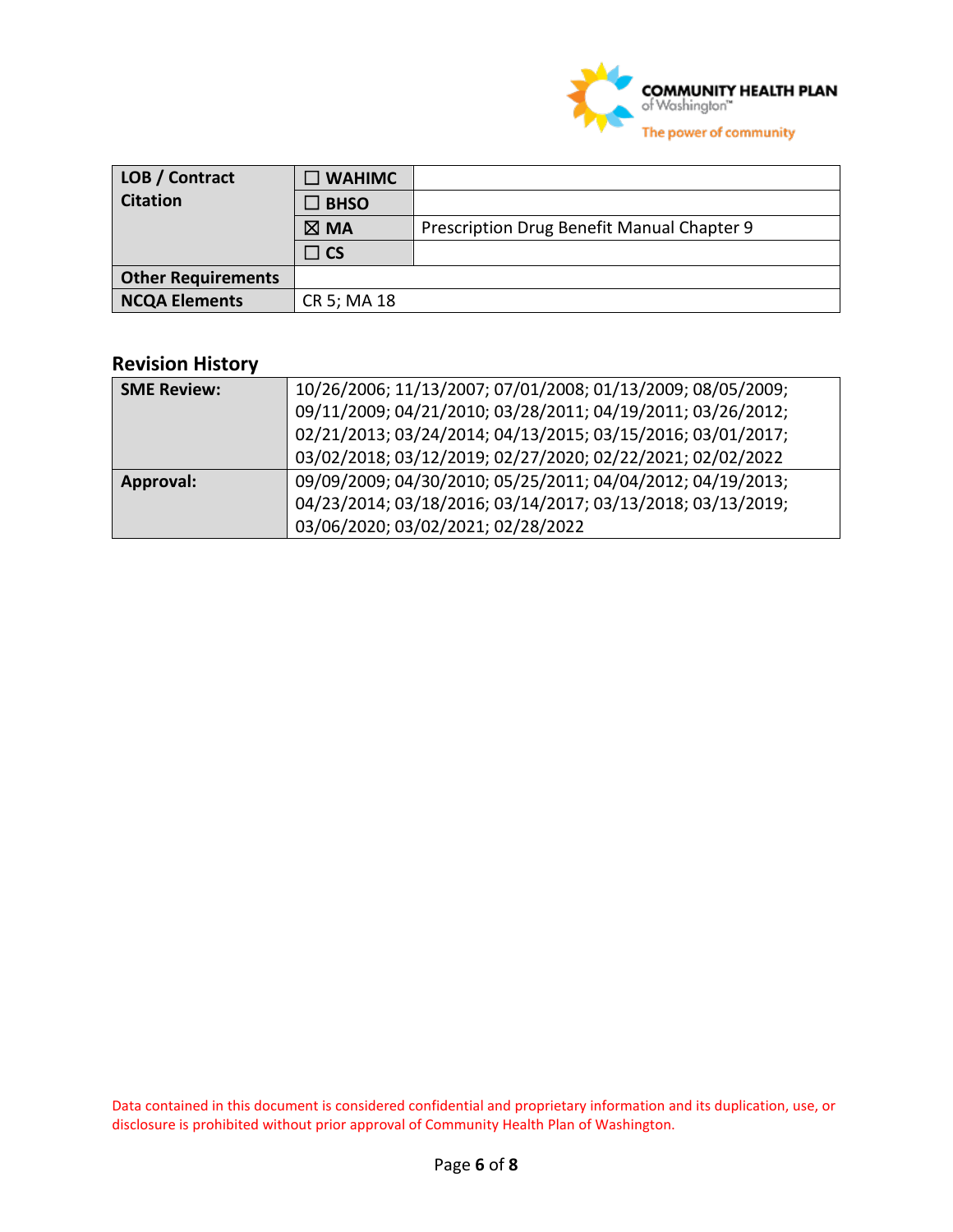| LOB / Contract Citation | ☐ WAHIMC | |
|---|---|---|
| | ☐ BHSO | |
| | ☒ MA | Prescription Drug Benefit Manual Chapter 9 |
| | ☐ CS | |
| **Other Requirements** | | |
| **NCQA Elements** | CR 5; MA 18 | |

## Revision History

| | |
|---|---|
| **SME Review:** | 10/26/2006; 11/13/2007; 07/01/2008; 01/13/2009; 08/05/2009; 09/11/2009; 04/21/2010; 03/28/2011; 04/19/2011; 03/26/2012; 02/21/2013; 03/24/2014; 04/13/2015; 03/15/2016; 03/01/2017; 03/02/2018; 03/12/2019; 02/27/2020; 02/22/2021; 02/02/2022 |
| **Approval:** | 09/09/2009; 04/30/2010; 05/25/2011; 04/04/2012; 04/19/2013; 04/23/2014; 03/18/2016; 03/14/2017; 03/13/2018; 03/13/2019; 03/06/2020; 03/02/2021; 02/28/2022 |

Data contained in this document is considered confidential and proprietary information and its duplication, use, or disclosure is prohibited without prior approval of Community Health Plan of Washington.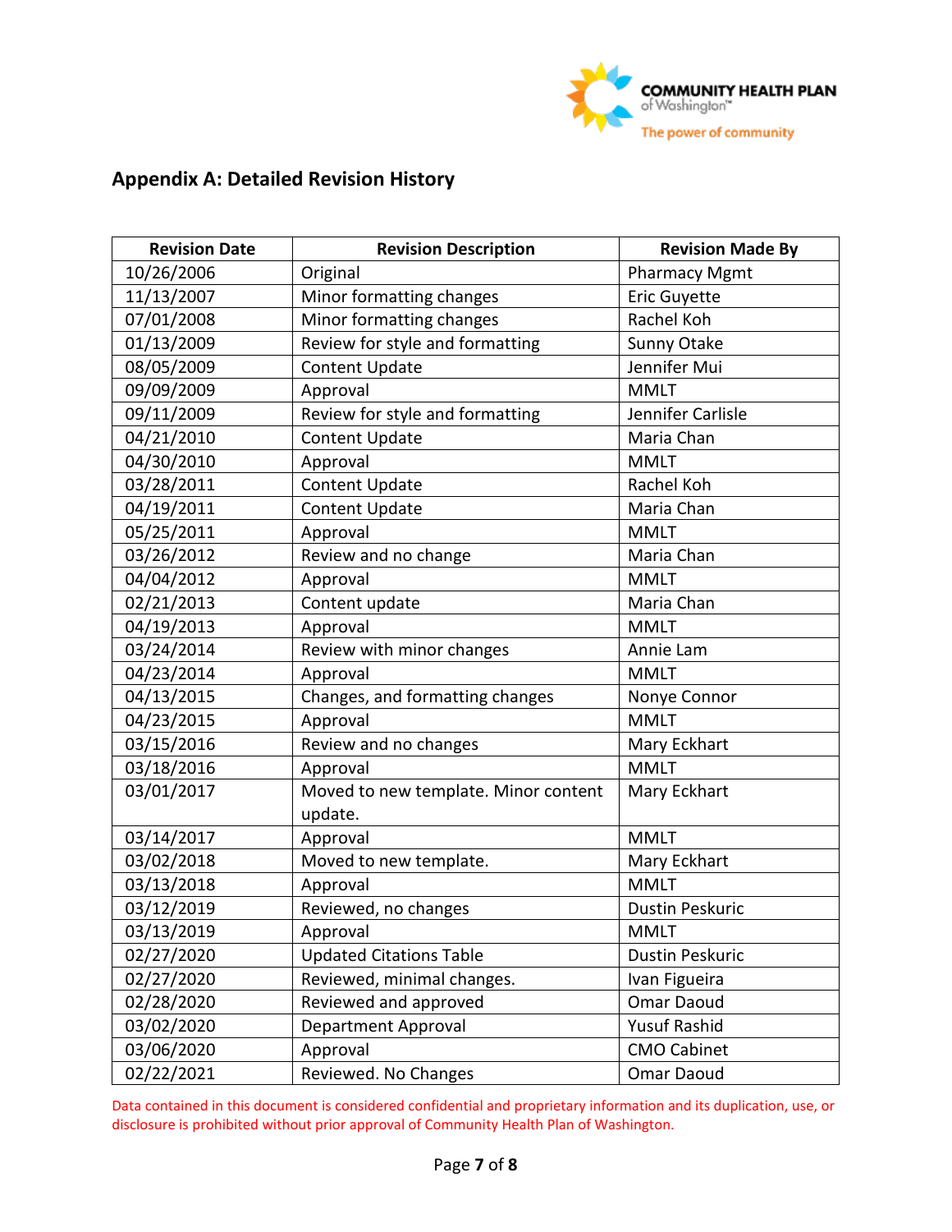## Appendix A: Detailed Revision History

| Revision Date | Revision Description | Revision Made By |
|---|---|---|
| 10/26/2006 | Original | Pharmacy Mgmt |
| 11/13/2007 | Minor formatting changes | Eric Guyette |
| 07/01/2008 | Minor formatting changes | Rachel Koh |
| 01/13/2009 | Review for style and formatting | Sunny Otake |
| 08/05/2009 | Content Update | Jennifer Mui |
| 09/09/2009 | Approval | MMLT |
| 09/11/2009 | Review for style and formatting | Jennifer Carlisle |
| 04/21/2010 | Content Update | Maria Chan |
| 04/30/2010 | Approval | MMLT |
| 03/28/2011 | Content Update | Rachel Koh |
| 04/19/2011 | Content Update | Maria Chan |
| 05/25/2011 | Approval | MMLT |
| 03/26/2012 | Review and no change | Maria Chan |
| 04/04/2012 | Approval | MMLT |
| 02/21/2013 | Content update | Maria Chan |
| 04/19/2013 | Approval | MMLT |
| 03/24/2014 | Review with minor changes | Annie Lam |
| 04/23/2014 | Approval | MMLT |
| 04/13/2015 | Changes, and formatting changes | Nonye Connor |
| 04/23/2015 | Approval | MMLT |
| 03/15/2016 | Review and no changes | Mary Eckhart |
| 03/18/2016 | Approval | MMLT |
| 03/01/2017 | Moved to new template. Minor content update. | Mary Eckhart |
| 03/14/2017 | Approval | MMLT |
| 03/02/2018 | Moved to new template. | Mary Eckhart |
| 03/13/2018 | Approval | MMLT |
| 03/12/2019 | Reviewed, no changes | Dustin Peskuric |
| 03/13/2019 | Approval | MMLT |
| 02/27/2020 | Updated Citations Table | Dustin Peskuric |
| 02/27/2020 | Reviewed, minimal changes. | Ivan Figueira |
| 02/28/2020 | Reviewed and approved | Omar Daoud |
| 03/02/2020 | Department Approval | Yusuf Rashid |
| 03/06/2020 | Approval | CMO Cabinet |
| 02/22/2021 | Reviewed. No Changes | Omar Daoud |

Data contained in this document is considered confidential and proprietary information and its duplication, use, or disclosure is prohibited without prior approval of Community Health Plan of Washington.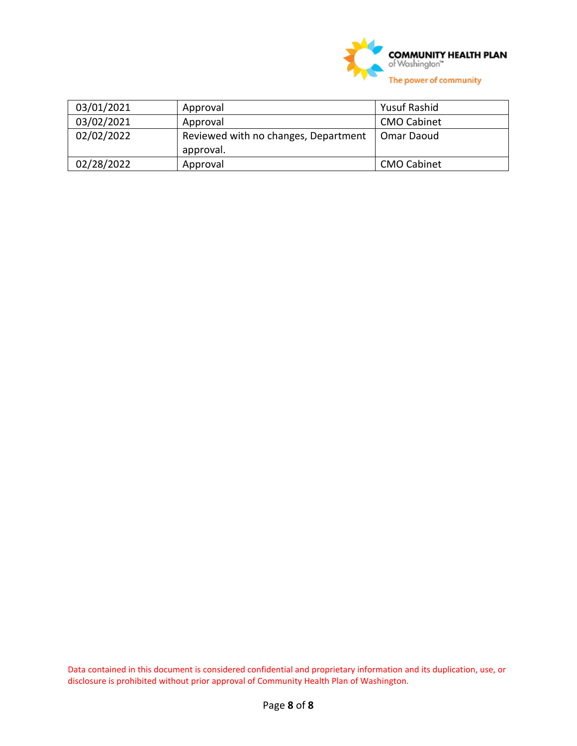| | | |
|---|---|---|
| 03/01/2021 | Approval | Yusuf Rashid |
| 03/02/2021 | Approval | CMO Cabinet |
| 02/02/2022 | Reviewed with no changes, Department approval. | Omar Daoud |
| 02/28/2022 | Approval | CMO Cabinet |

Data contained in this document is considered confidential and proprietary information and its duplication, use, or disclosure is prohibited without prior approval of Community Health Plan of Washington.